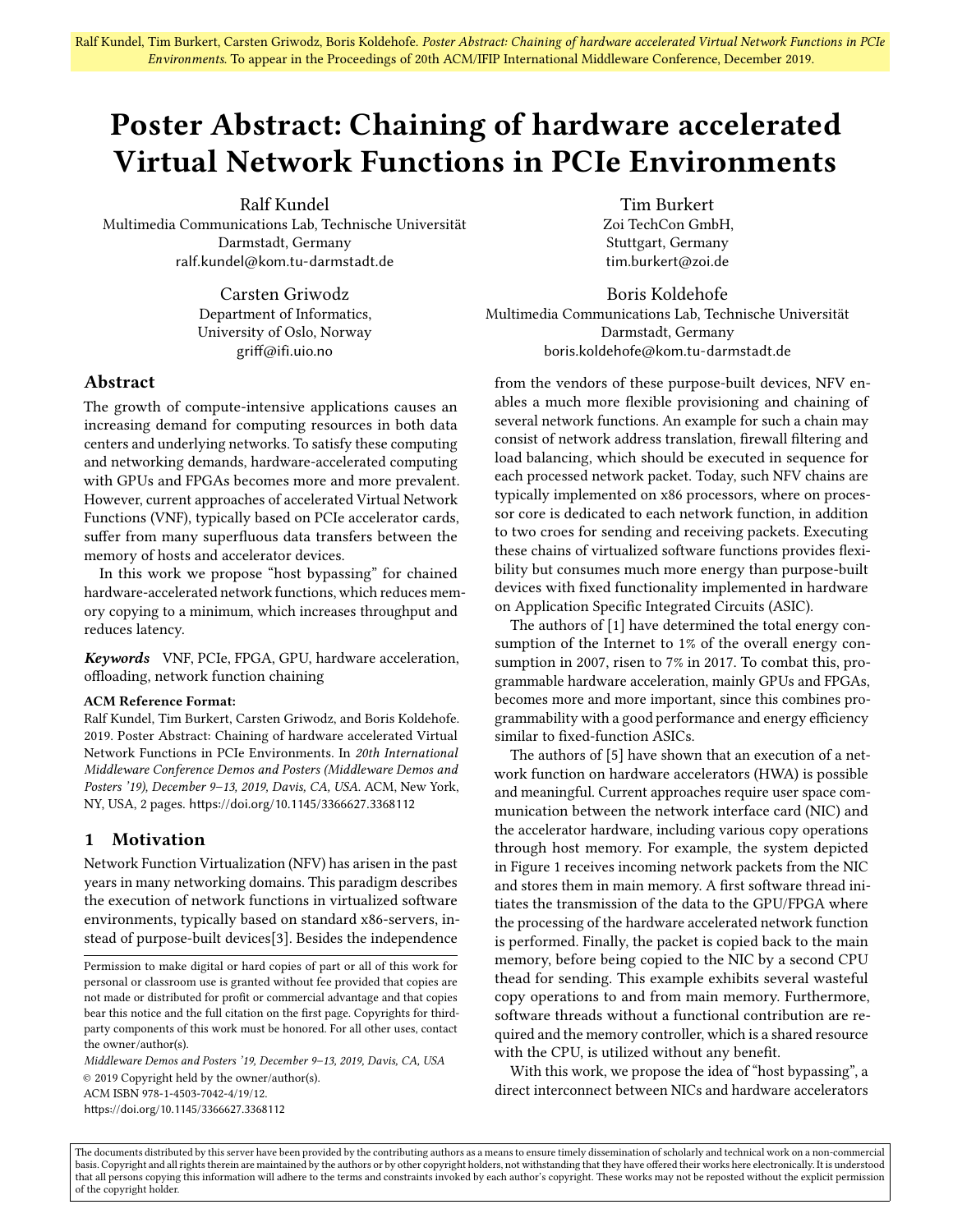Ralf Kundel, Tim Burkert, Carsten Griwodz, Boris Koldehofe. *Poster Abstract: Chaining of hardware accelerated Virtual Network Functions in PCIe Environments.* To appear in the Proceedings of 20th ACM/IFIP International Middleware Conference, December 2019.

# Poster Abstract: Chaining of hardware accelerated Virtual Network Functions in PCIe Environments

Ralf Kundel
Multimedia Communications Lab, Technische Universität Darmstadt, Germany
ralf.kundel@kom.tu-darmstadt.de

Tim Burkert
Zoi TechCon GmbH,
Stuttgart, Germany
tim.burkert@zoi.de

Carsten Griwodz
Department of Informatics,
University of Oslo, Norway
griff@ifi.uio.no

Boris Koldehofe
Multimedia Communications Lab, Technische Universität Darmstadt, Germany
boris.koldehofe@kom.tu-darmstadt.de

## Abstract

The growth of compute-intensive applications causes an increasing demand for computing resources in both data centers and underlying networks. To satisfy these computing and networking demands, hardware-accelerated computing with GPUs and FPGAs becomes more and more prevalent. However, current approaches of accelerated Virtual Network Functions (VNF), typically based on PCIe accelerator cards, suffer from many superfluous data transfers between the memory of hosts and accelerator devices.

In this work we propose "host bypassing" for chained hardware-accelerated network functions, which reduces memory copying to a minimum, which increases throughput and reduces latency.

***Keywords*** VNF, PCIe, FPGA, GPU, hardware acceleration, offloading, network function chaining

**ACM Reference Format:**
Ralf Kundel, Tim Burkert, Carsten Griwodz, and Boris Koldehofe. 2019. Poster Abstract: Chaining of hardware accelerated Virtual Network Functions in PCIe Environments. In *20th International Middleware Conference Demos and Posters (Middleware Demos and Posters '19), December 9–13, 2019, Davis, CA, USA.* ACM, New York, NY, USA, 2 pages. https://doi.org/10.1145/3366627.3368112

## 1 Motivation

Network Function Virtualization (NFV) has arisen in the past years in many networking domains. This paradigm describes the execution of network functions in virtualized software environments, typically based on standard x86-servers, instead of purpose-built devices[3]. Besides the independence from the vendors of these purpose-built devices, NFV enables a much more flexible provisioning and chaining of several network functions. An example for such a chain may consist of network address translation, firewall filtering and load balancing, which should be executed in sequence for each processed network packet. Today, such NFV chains are typically implemented on x86 processors, where on processor core is dedicated to each network function, in addition to two croes for sending and receiving packets. Executing these chains of virtualized software functions provides flexibility but consumes much more energy than purpose-built devices with fixed functionality implemented in hardware on Application Specific Integrated Circuits (ASIC).

The authors of [1] have determined the total energy consumption of the Internet to 1% of the overall energy consumption in 2007, risen to 7% in 2017. To combat this, programmable hardware acceleration, mainly GPUs and FPGAs, becomes more and more important, since this combines programmability with a good performance and energy efficiency similar to fixed-function ASICs.

The authors of [5] have shown that an execution of a network function on hardware accelerators (HWA) is possible and meaningful. Current approaches require user space communication between the network interface card (NIC) and the accelerator hardware, including various copy operations through host memory. For example, the system depicted in Figure 1 receives incoming network packets from the NIC and stores them in main memory. A first software thread initiates the transmission of the data to the GPU/FPGA where the processing of the hardware accelerated network function is performed. Finally, the packet is copied back to the main memory, before being copied to the NIC by a second CPU thead for sending. This example exhibits several wasteful copy operations to and from main memory. Furthermore, software threads without a functional contribution are required and the memory controller, which is a shared resource with the CPU, is utilized without any benefit.

With this work, we propose the idea of "host bypassing", a direct interconnect between NICs and hardware accelerators

Permission to make digital or hard copies of part or all of this work for personal or classroom use is granted without fee provided that copies are not made or distributed for profit or commercial advantage and that copies bear this notice and the full citation on the first page. Copyrights for third-party components of this work must be honored. For all other uses, contact the owner/author(s).

*Middleware Demos and Posters '19, December 9–13, 2019, Davis, CA, USA*
© 2019 Copyright held by the owner/author(s).
ACM ISBN 978-1-4503-7042-4/19/12.
https://doi.org/10.1145/3366627.3368112

The documents distributed by this server have been provided by the contributing authors as a means to ensure timely dissemination of scholarly and technical work on a non-commercial basis. Copyright and all rights therein are maintained by the authors or by other copyright holders, not withstanding that they have offered their works here electronically. It is understood that all persons copying this information will adhere to the terms and constraints invoked by each author's copyright. These works may not be reposted without the explicit permission of the copyright holder.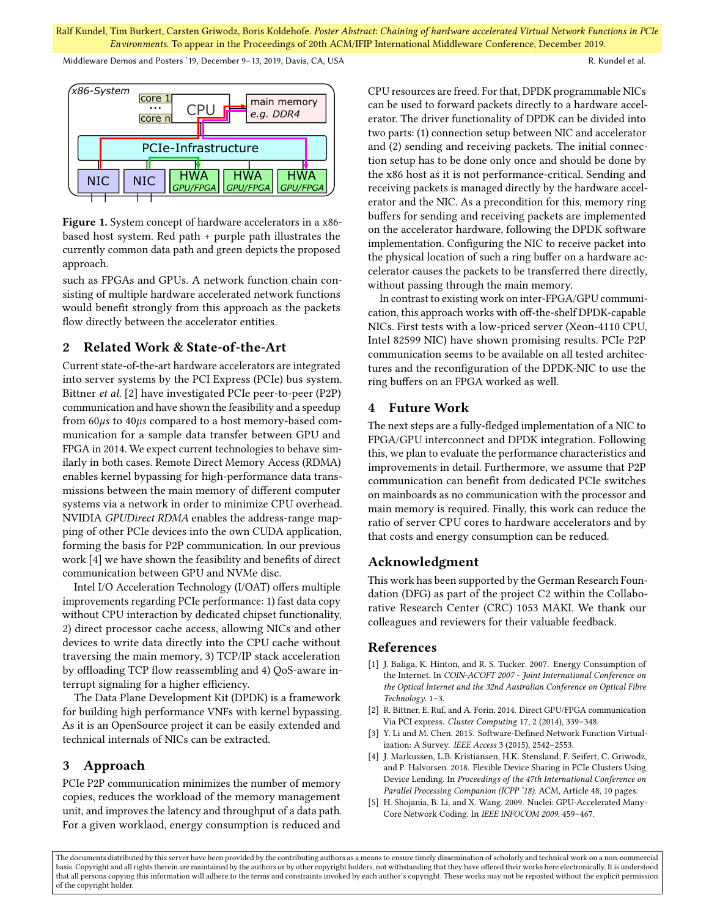x86-System

core 1

...

core n

CPU

main memory
e.g. DDR4

PCIe-Infrastructure

NIC

NIC

HWA
GPU/FPGA

HWA
GPU/FPGA

HWA
GPU/FPGA

**Figure 1.** System concept of hardware accelerators in a x86-based host system. Red path + purple path illustrates the currently common data path and green depicts the proposed approach.

such as FPGAs and GPUs. A network function chain consisting of multiple hardware accelerated network functions would benefit strongly from this approach as the packets flow directly between the accelerator entities.

## 2 Related Work & State-of-the-Art

Current state-of-the-art hardware accelerators are integrated into server systems by the PCI Express (PCIe) bus system. Bittner *et al.* [2] have investigated PCIe peer-to-peer (P2P) communication and have shown the feasibility and a speedup from $60\mu s$ to $40\mu s$ compared to a host memory-based communication for a sample data transfer between GPU and FPGA in 2014. We expect current technologies to behave similarly in both cases. Remote Direct Memory Access (RDMA) enables kernel bypassing for high-performance data transmissions between the main memory of different computer systems via a network in order to minimize CPU overhead. NVIDIA *GPUDirect RDMA* enables the address-range mapping of other PCIe devices into the own CUDA application, forming the basis for P2P communication. In our previous work [4] we have shown the feasibility and benefits of direct communication between GPU and NVMe disc.

Intel I/O Acceleration Technology (I/OAT) offers multiple improvements regarding PCIe performance: 1) fast data copy without CPU interaction by dedicated chipset functionality, 2) direct processor cache access, allowing NICs and other devices to write data directly into the CPU cache without traversing the main memory, 3) TCP/IP stack acceleration by offloading TCP flow reassembling and 4) QoS-aware interrupt signaling for a higher efficiency.

The Data Plane Development Kit (DPDK) is a framework for building high performance VNFs with kernel bypassing. As it is an OpenSource project it can be easily extended and technical internals of NICs can be extracted.

## 3 Approach

PCIe P2P communication minimizes the number of memory copies, reduces the workload of the memory management unit, and improves the latency and throughput of a data path. For a given worklaod, energy consumption is reduced and CPU resources are freed. For that, DPDK programmable NICs can be used to forward packets directly to a hardware accelerator. The driver functionality of DPDK can be divided into two parts: (1) connection setup between NIC and accelerator and (2) sending and receiving packets. The initial connection setup has to be done only once and should be done by the x86 host as it is not performance-critical. Sending and receiving packets is managed directly by the hardware accelerator and the NIC. As a precondition for this, memory ring buffers for sending and receiving packets are implemented on the accelerator hardware, following the DPDK software implementation. Configuring the NIC to receive packet into the physical location of such a ring buffer on a hardware accelerator causes the packets to be transferred there directly, without passing through the main memory.

In contrast to existing work on inter-FPGA/GPU communication, this approach works with off-the-shelf DPDK-capable NICs. First tests with a low-priced server (Xeon-4110 CPU, Intel 82599 NIC) have shown promising results. PCIe P2P communication seems to be available on all tested architectures and the reconfiguration of the DPDK-NIC to use the ring buffers on an FPGA worked as well.

## 4 Future Work

The next steps are a fully-fledged implementation of a NIC to FPGA/GPU interconnect and DPDK integration. Following this, we plan to evaluate the performance characteristics and improvements in detail. Furthermore, we assume that P2P communication can benefit from dedicated PCIe switches on mainboards as no communication with the processor and main memory is required. Finally, this work can reduce the ratio of server CPU cores to hardware accelerators and by that costs and energy consumption can be reduced.

## Acknowledgment

This work has been supported by the German Research Foundation (DFG) as part of the project C2 within the Collaborative Research Center (CRC) 1053 MAKI. We thank our colleagues and reviewers for their valuable feedback.

## References

[1] J. Baliga, K. Hinton, and R. S. Tucker. 2007. Energy Consumption of the Internet. In *COIN-ACOFT 2007 - Joint International Conference on the Optical Internet and the 32nd Australian Conference on Optical Fibre Technology*. 1–3.

[2] R. Bittner, E. Ruf, and A. Forin. 2014. Direct GPU/FPGA communication Via PCI express. *Cluster Computing* 17, 2 (2014), 339–348.

[3] Y. Li and M. Chen. 2015. Software-Defined Network Function Virtualization: A Survey. *IEEE Access* 3 (2015), 2542–2553.

[4] J. Markussen, L.B. Kristiansen, H.K. Stensland, F. Seifert, C. Griwodz, and P. Halvorsen. 2018. Flexible Device Sharing in PCIe Clusters Using Device Lending. In *Proceedings of the 47th International Conference on Parallel Processing Companion (ICPP '18)*. ACM, Article 48, 10 pages.

[5] H. Shojania, B. Li, and X. Wang. 2009. Nuclei: GPU-Accelerated Many-Core Network Coding. In *IEEE INFOCOM 2009*. 459–467.

The documents distributed by this server have been provided by the contributing authors as a means to ensure timely dissemination of scholarly and technical work on a non-commercial basis. Copyright and all rights therein are maintained by the authors or by other copyright holders, not withstanding that they have offered their works here electronically. It is understood that all persons copying this information will adhere to the terms and constraints invoked by each author's copyright. These works may not be reposted without the explicit permission of the copyright holder.